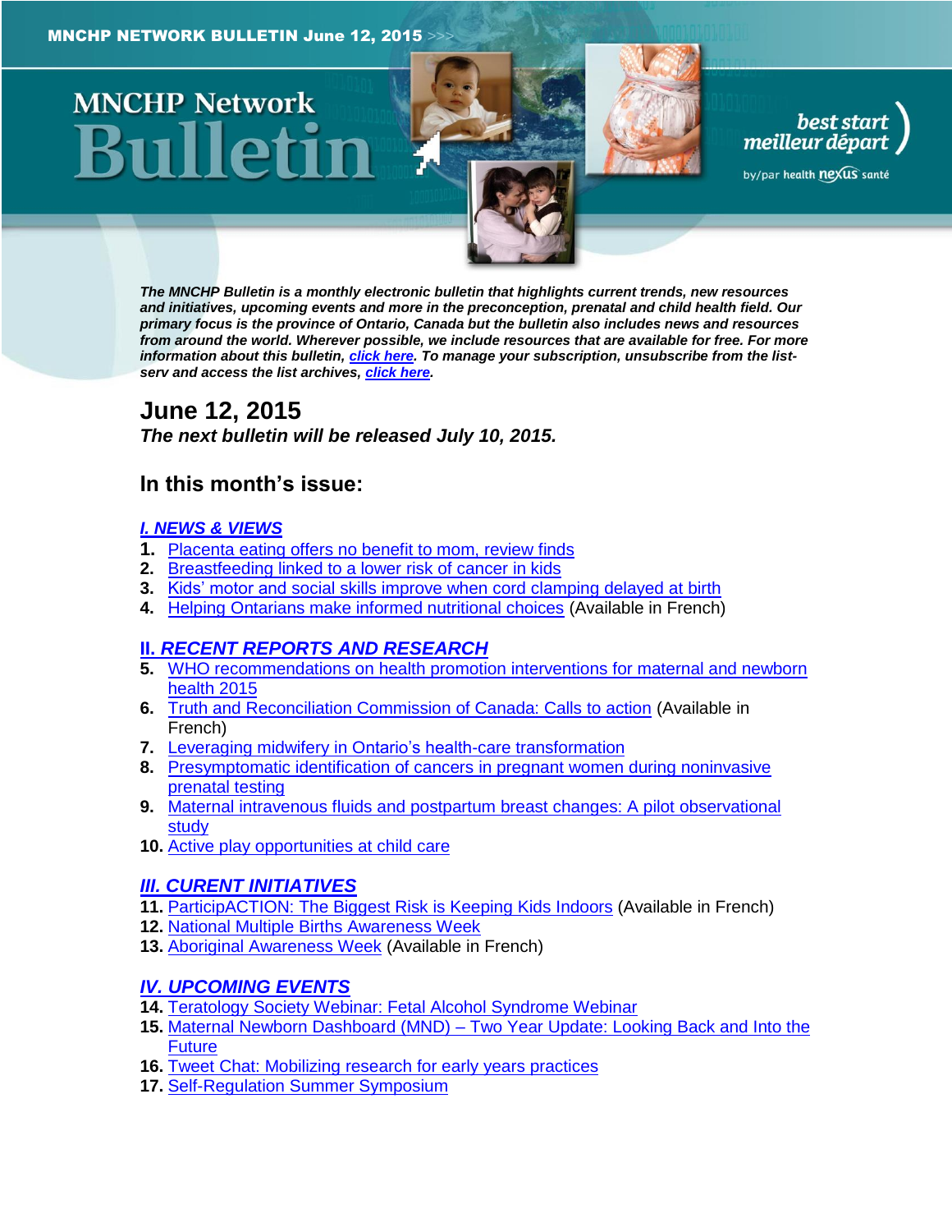MNCHP NETWORK BULLETIN June 12, 2015 >>>

# MNCHP Network Bulletin

best start meilleur départ

by/par health nexus santé

***The MNCHP Bulletin is a monthly electronic bulletin that highlights current trends, new resources and initiatives, upcoming events and more in the preconception, prenatal and child health field. Our primary focus is the province of Ontario, Canada but the bulletin also includes news and resources from around the world. Wherever possible, we include resources that are available for free. For more information about this bulletin, click here. To manage your subscription, unsubscribe from the list-serv and access the list archives, click here.***

## June 12, 2015

***The next bulletin will be released July 10, 2015.***

## In this month's issue:

### I. NEWS & VIEWS

1. Placenta eating offers no benefit to mom, review finds
2. Breastfeeding linked to a lower risk of cancer in kids
3. Kids' motor and social skills improve when cord clamping delayed at birth
4. Helping Ontarians make informed nutritional choices (Available in French)

### II. RECENT REPORTS AND RESEARCH

5. WHO recommendations on health promotion interventions for maternal and newborn health 2015
6. Truth and Reconciliation Commission of Canada: Calls to action (Available in French)
7. Leveraging midwifery in Ontario's health-care transformation
8. Presymptomatic identification of cancers in pregnant women during noninvasive prenatal testing
9. Maternal intravenous fluids and postpartum breast changes: A pilot observational study
10. Active play opportunities at child care

### III. CURENT INITIATIVES

11. ParticipACTION: The Biggest Risk is Keeping Kids Indoors (Available in French)
12. National Multiple Births Awareness Week
13. Aboriginal Awareness Week (Available in French)

### IV. UPCOMING EVENTS

14. Teratology Society Webinar: Fetal Alcohol Syndrome Webinar
15. Maternal Newborn Dashboard (MND) – Two Year Update: Looking Back and Into the Future
16. Tweet Chat: Mobilizing research for early years practices
17. Self-Regulation Summer Symposium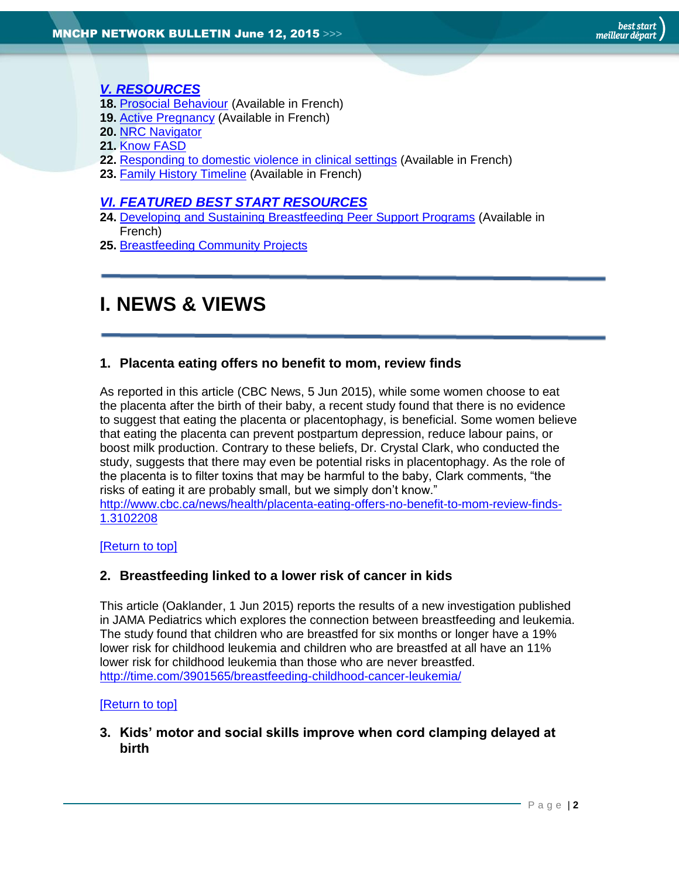## *V. RESOURCES*

**18.** Prosocial Behaviour (Available in French)
**19.** Active Pregnancy (Available in French)
**20.** NRC Navigator
**21.** Know FASD
**22.** Responding to domestic violence in clinical settings (Available in French)
**23.** Family History Timeline (Available in French)

## *VI. FEATURED BEST START RESOURCES*

**24.** Developing and Sustaining Breastfeeding Peer Support Programs (Available in French)
**25.** Breastfeeding Community Projects

# I. NEWS & VIEWS

### 1. Placenta eating offers no benefit to mom, review finds

As reported in this article (CBC News, 5 Jun 2015), while some women choose to eat the placenta after the birth of their baby, a recent study found that there is no evidence to suggest that eating the placenta or placentophagy, is beneficial. Some women believe that eating the placenta can prevent postpartum depression, reduce labour pains, or boost milk production. Contrary to these beliefs, Dr. Crystal Clark, who conducted the study, suggests that there may even be potential risks in placentophagy. As the role of the placenta is to filter toxins that may be harmful to the baby, Clark comments, "the risks of eating it are probably small, but we simply don't know."
http://www.cbc.ca/news/health/placenta-eating-offers-no-benefit-to-mom-review-finds-1.3102208

[Return to top]

### 2. Breastfeeding linked to a lower risk of cancer in kids

This article (Oaklander, 1 Jun 2015) reports the results of a new investigation published in JAMA Pediatrics which explores the connection between breastfeeding and leukemia. The study found that children who are breastfed for six months or longer have a 19% lower risk for childhood leukemia and children who are breastfed at all have an 11% lower risk for childhood leukemia than those who are never breastfed.
http://time.com/3901565/breastfeeding-childhood-cancer-leukemia/

[Return to top]

### 3. Kids' motor and social skills improve when cord clamping delayed at birth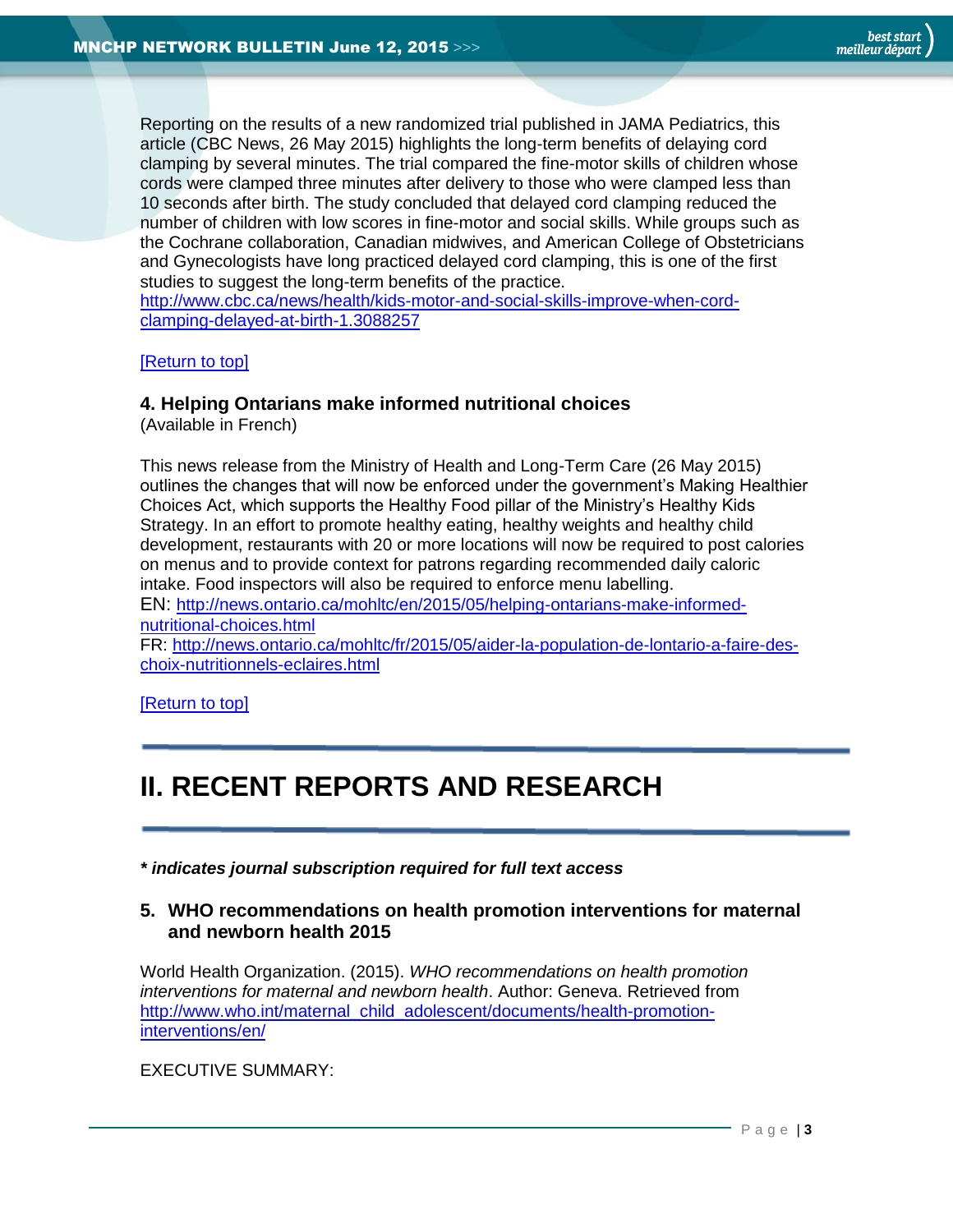Reporting on the results of a new randomized trial published in JAMA Pediatrics, this article (CBC News, 26 May 2015) highlights the long-term benefits of delaying cord clamping by several minutes. The trial compared the fine-motor skills of children whose cords were clamped three minutes after delivery to those who were clamped less than 10 seconds after birth. The study concluded that delayed cord clamping reduced the number of children with low scores in fine-motor and social skills. While groups such as the Cochrane collaboration, Canadian midwives, and American College of Obstetricians and Gynecologists have long practiced delayed cord clamping, this is one of the first studies to suggest the long-term benefits of the practice.
http://www.cbc.ca/news/health/kids-motor-and-social-skills-improve-when-cord-clamping-delayed-at-birth-1.3088257

[Return to top]

### 4. Helping Ontarians make informed nutritional choices

(Available in French)

This news release from the Ministry of Health and Long-Term Care (26 May 2015) outlines the changes that will now be enforced under the government's Making Healthier Choices Act, which supports the Healthy Food pillar of the Ministry's Healthy Kids Strategy. In an effort to promote healthy eating, healthy weights and healthy child development, restaurants with 20 or more locations will now be required to post calories on menus and to provide context for patrons regarding recommended daily caloric intake. Food inspectors will also be required to enforce menu labelling.
EN: http://news.ontario.ca/mohltc/en/2015/05/helping-ontarians-make-informed-nutritional-choices.html
FR: http://news.ontario.ca/mohltc/fr/2015/05/aider-la-population-de-lontario-a-faire-des-choix-nutritionnels-eclaires.html

[Return to top]

---

# II. RECENT REPORTS AND RESEARCH

---

***\* indicates journal subscription required for full text access***

### 5. WHO recommendations on health promotion interventions for maternal and newborn health 2015

World Health Organization. (2015). *WHO recommendations on health promotion interventions for maternal and newborn health*. Author: Geneva. Retrieved from http://www.who.int/maternal_child_adolescent/documents/health-promotion-interventions/en/

EXECUTIVE SUMMARY: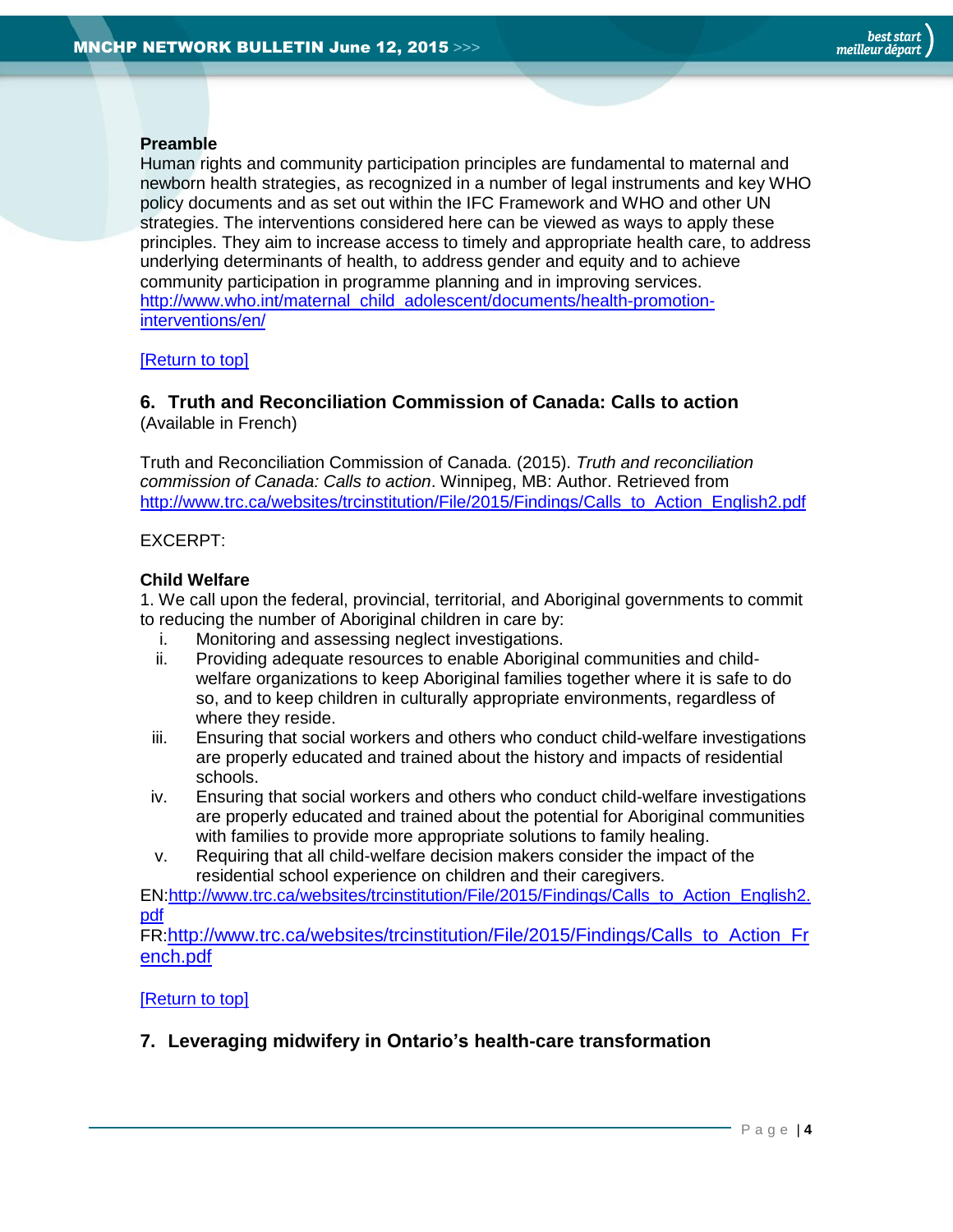**Preamble**

Human rights and community participation principles are fundamental to maternal and newborn health strategies, as recognized in a number of legal instruments and key WHO policy documents and as set out within the IFC Framework and WHO and other UN strategies. The interventions considered here can be viewed as ways to apply these principles. They aim to increase access to timely and appropriate health care, to address underlying determinants of health, to address gender and equity and to achieve community participation in programme planning and in improving services.
http://www.who.int/maternal_child_adolescent/documents/health-promotion-interventions/en/

[Return to top]

## 6. Truth and Reconciliation Commission of Canada: Calls to action

(Available in French)

Truth and Reconciliation Commission of Canada. (2015). *Truth and reconciliation commission of Canada: Calls to action*. Winnipeg, MB: Author. Retrieved from http://www.trc.ca/websites/trcinstitution/File/2015/Findings/Calls_to_Action_English2.pdf

EXCERPT:

**Child Welfare**

1. We call upon the federal, provincial, territorial, and Aboriginal governments to commit to reducing the number of Aboriginal children in care by:
   i. Monitoring and assessing neglect investigations.
   ii. Providing adequate resources to enable Aboriginal communities and child-welfare organizations to keep Aboriginal families together where it is safe to do so, and to keep children in culturally appropriate environments, regardless of where they reside.
   iii. Ensuring that social workers and others who conduct child-welfare investigations are properly educated and trained about the history and impacts of residential schools.
   iv. Ensuring that social workers and others who conduct child-welfare investigations are properly educated and trained about the potential for Aboriginal communities with families to provide more appropriate solutions to family healing.
   v. Requiring that all child-welfare decision makers consider the impact of the residential school experience on children and their caregivers.

EN:http://www.trc.ca/websites/trcinstitution/File/2015/Findings/Calls_to_Action_English2.pdf
FR:http://www.trc.ca/websites/trcinstitution/File/2015/Findings/Calls_to_Action_French.pdf

[Return to top]

## 7. Leveraging midwifery in Ontario's health-care transformation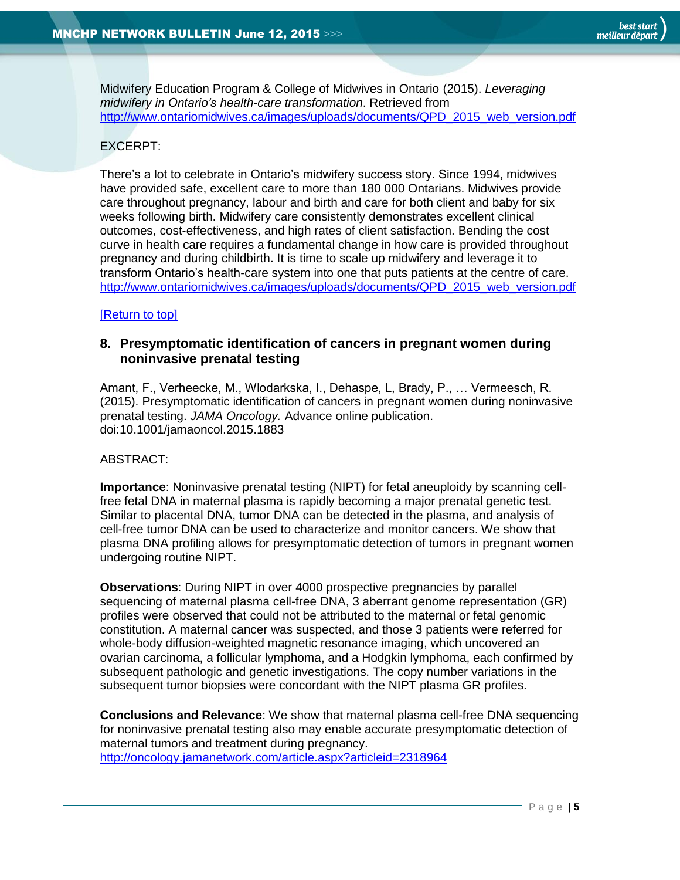Midwifery Education Program & College of Midwives in Ontario (2015). *Leveraging midwifery in Ontario's health-care transformation*. Retrieved from http://www.ontariomidwives.ca/images/uploads/documents/QPD_2015_web_version.pdf

EXCERPT:

There's a lot to celebrate in Ontario's midwifery success story. Since 1994, midwives have provided safe, excellent care to more than 180 000 Ontarians. Midwives provide care throughout pregnancy, labour and birth and care for both client and baby for six weeks following birth. Midwifery care consistently demonstrates excellent clinical outcomes, cost-effectiveness, and high rates of client satisfaction. Bending the cost curve in health care requires a fundamental change in how care is provided throughout pregnancy and during childbirth. It is time to scale up midwifery and leverage it to transform Ontario's health-care system into one that puts patients at the centre of care. http://www.ontariomidwives.ca/images/uploads/documents/QPD_2015_web_version.pdf

[Return to top]

## 8. Presymptomatic identification of cancers in pregnant women during noninvasive prenatal testing

Amant, F., Verheecke, M., Wlodarska, I., Dehaspe, L, Brady, P., … Vermeesch, R. (2015). Presymptomatic identification of cancers in pregnant women during noninvasive prenatal testing. *JAMA Oncology.* Advance online publication. doi:10.1001/jamaoncol.2015.1883

ABSTRACT:

**Importance**: Noninvasive prenatal testing (NIPT) for fetal aneuploidy by scanning cell-free fetal DNA in maternal plasma is rapidly becoming a major prenatal genetic test. Similar to placental DNA, tumor DNA can be detected in the plasma, and analysis of cell-free tumor DNA can be used to characterize and monitor cancers. We show that plasma DNA profiling allows for presymptomatic detection of tumors in pregnant women undergoing routine NIPT.

**Observations**: During NIPT in over 4000 prospective pregnancies by parallel sequencing of maternal plasma cell-free DNA, 3 aberrant genome representation (GR) profiles were observed that could not be attributed to the maternal or fetal genomic constitution. A maternal cancer was suspected, and those 3 patients were referred for whole-body diffusion-weighted magnetic resonance imaging, which uncovered an ovarian carcinoma, a follicular lymphoma, and a Hodgkin lymphoma, each confirmed by subsequent pathologic and genetic investigations. The copy number variations in the subsequent tumor biopsies were concordant with the NIPT plasma GR profiles.

**Conclusions and Relevance**: We show that maternal plasma cell-free DNA sequencing for noninvasive prenatal testing also may enable accurate presymptomatic detection of maternal tumors and treatment during pregnancy. http://oncology.jamanetwork.com/article.aspx?articleid=2318964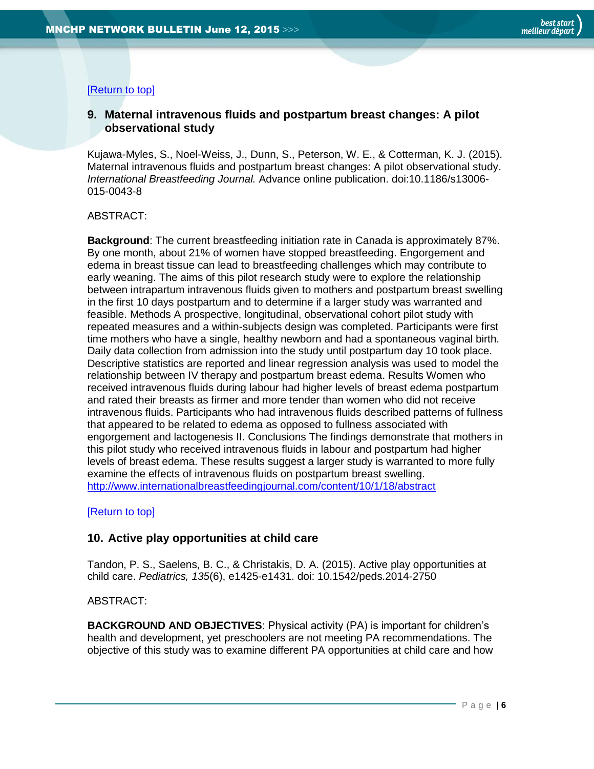[Return to top]

## 9. Maternal intravenous fluids and postpartum breast changes: A pilot observational study

Kujawa-Myles, S., Noel-Weiss, J., Dunn, S., Peterson, W. E., & Cotterman, K. J. (2015). Maternal intravenous fluids and postpartum breast changes: A pilot observational study. *International Breastfeeding Journal.* Advance online publication. doi:10.1186/s13006-015-0043-8

ABSTRACT:

**Background**: The current breastfeeding initiation rate in Canada is approximately 87%. By one month, about 21% of women have stopped breastfeeding. Engorgement and edema in breast tissue can lead to breastfeeding challenges which may contribute to early weaning. The aims of this pilot research study were to explore the relationship between intrapartum intravenous fluids given to mothers and postpartum breast swelling in the first 10 days postpartum and to determine if a larger study was warranted and feasible. Methods A prospective, longitudinal, observational cohort pilot study with repeated measures and a within-subjects design was completed. Participants were first time mothers who have a single, healthy newborn and had a spontaneous vaginal birth. Daily data collection from admission into the study until postpartum day 10 took place. Descriptive statistics are reported and linear regression analysis was used to model the relationship between IV therapy and postpartum breast edema. Results Women who received intravenous fluids during labour had higher levels of breast edema postpartum and rated their breasts as firmer and more tender than women who did not receive intravenous fluids. Participants who had intravenous fluids described patterns of fullness that appeared to be related to edema as opposed to fullness associated with engorgement and lactogenesis II. Conclusions The findings demonstrate that mothers in this pilot study who received intravenous fluids in labour and postpartum had higher levels of breast edema. These results suggest a larger study is warranted to more fully examine the effects of intravenous fluids on postpartum breast swelling.
http://www.internationalbreastfeedingjournal.com/content/10/1/18/abstract

[Return to top]

## 10. Active play opportunities at child care

Tandon, P. S., Saelens, B. C., & Christakis, D. A. (2015). Active play opportunities at child care. *Pediatrics, 135*(6), e1425-e1431. doi: 10.1542/peds.2014-2750

ABSTRACT:

**BACKGROUND AND OBJECTIVES**: Physical activity (PA) is important for children's health and development, yet preschoolers are not meeting PA recommendations. The objective of this study was to examine different PA opportunities at child care and how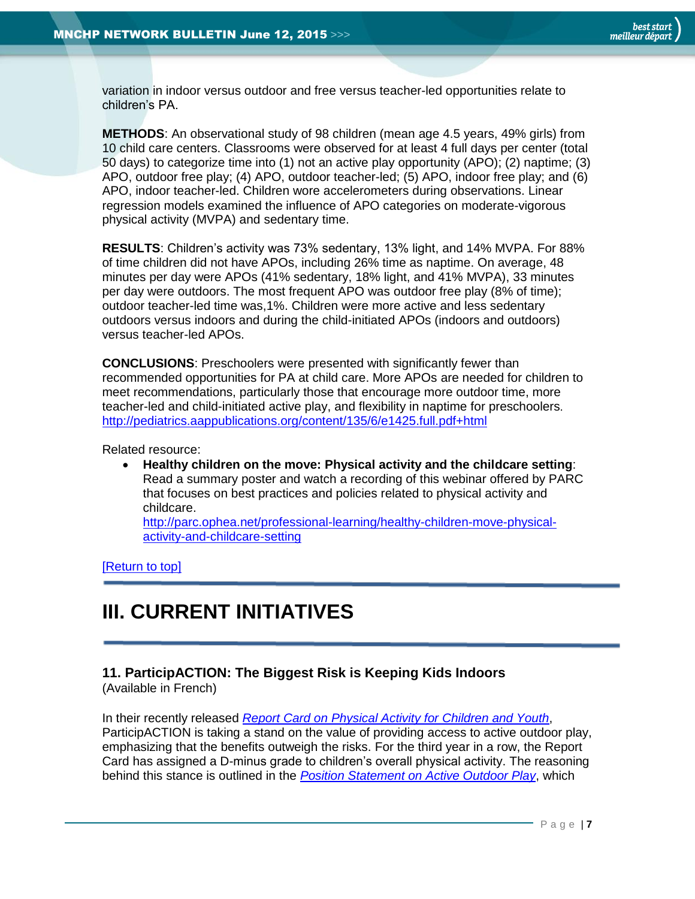variation in indoor versus outdoor and free versus teacher-led opportunities relate to children's PA.

**METHODS**: An observational study of 98 children (mean age 4.5 years, 49% girls) from 10 child care centers. Classrooms were observed for at least 4 full days per center (total 50 days) to categorize time into (1) not an active play opportunity (APO); (2) naptime; (3) APO, outdoor free play; (4) APO, outdoor teacher-led; (5) APO, indoor free play; and (6) APO, indoor teacher-led. Children wore accelerometers during observations. Linear regression models examined the influence of APO categories on moderate-vigorous physical activity (MVPA) and sedentary time.

**RESULTS**: Children's activity was 73% sedentary, 13% light, and 14% MVPA. For 88% of time children did not have APOs, including 26% time as naptime. On average, 48 minutes per day were APOs (41% sedentary, 18% light, and 41% MVPA), 33 minutes per day were outdoors. The most frequent APO was outdoor free play (8% of time); outdoor teacher-led time was,1%. Children were more active and less sedentary outdoors versus indoors and during the child-initiated APOs (indoors and outdoors) versus teacher-led APOs.

**CONCLUSIONS**: Preschoolers were presented with significantly fewer than recommended opportunities for PA at child care. More APOs are needed for children to meet recommendations, particularly those that encourage more outdoor time, more teacher-led and child-initiated active play, and flexibility in naptime for preschoolers.
http://pediatrics.aappublications.org/content/135/6/e1425.full.pdf+html

Related resource:

- **Healthy children on the move: Physical activity and the childcare setting**: Read a summary poster and watch a recording of this webinar offered by PARC that focuses on best practices and policies related to physical activity and childcare.
  http://parc.ophea.net/professional-learning/healthy-children-move-physical-activity-and-childcare-setting

[Return to top]

# III. CURRENT INITIATIVES

### 11. ParticipACTION: The Biggest Risk is Keeping Kids Indoors

(Available in French)

In their recently released *Report Card on Physical Activity for Children and Youth*, ParticipACTION is taking a stand on the value of providing access to active outdoor play, emphasizing that the benefits outweigh the risks. For the third year in a row, the Report Card has assigned a D-minus grade to children's overall physical activity. The reasoning behind this stance is outlined in the *Position Statement on Active Outdoor Play*, which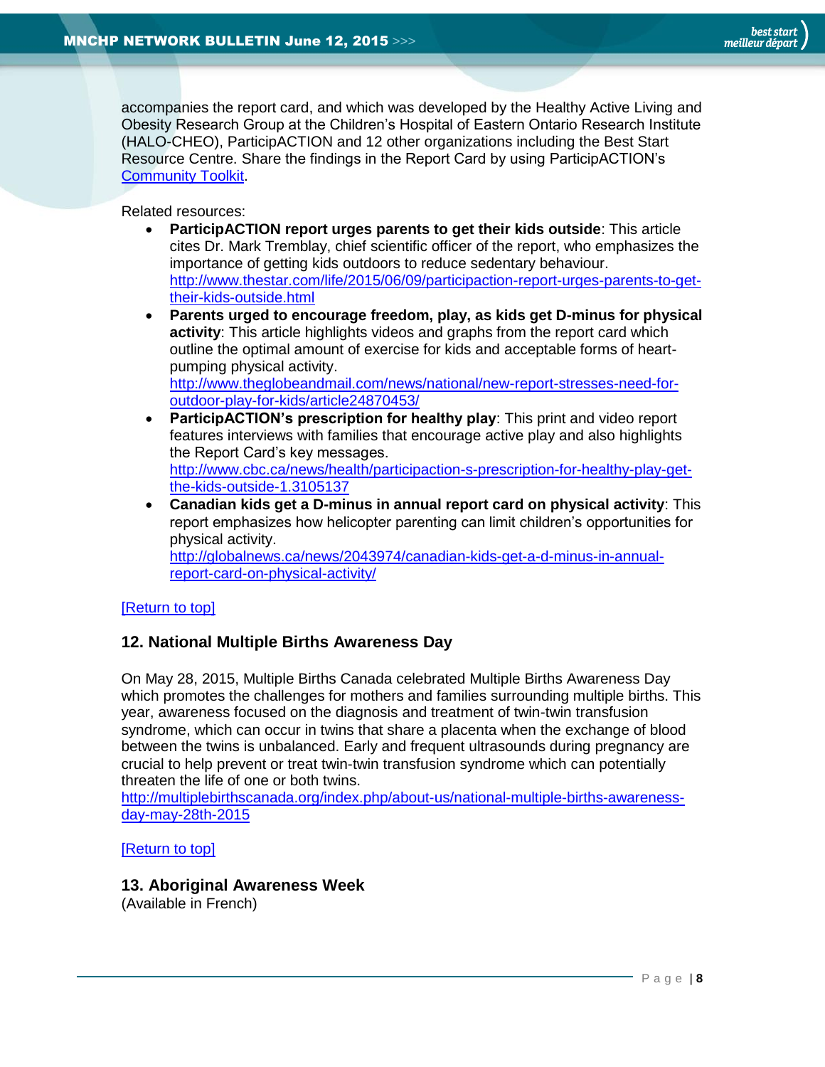accompanies the report card, and which was developed by the Healthy Active Living and Obesity Research Group at the Children's Hospital of Eastern Ontario Research Institute (HALO-CHEO), ParticipACTION and 12 other organizations including the Best Start Resource Centre. Share the findings in the Report Card by using ParticipACTION's [Community Toolkit](#).

Related resources:

- **ParticipACTION report urges parents to get their kids outside**: This article cites Dr. Mark Tremblay, chief scientific officer of the report, who emphasizes the importance of getting kids outdoors to reduce sedentary behaviour. http://www.thestar.com/life/2015/06/09/participaction-report-urges-parents-to-get-their-kids-outside.html
- **Parents urged to encourage freedom, play, as kids get D-minus for physical activity**: This article highlights videos and graphs from the report card which outline the optimal amount of exercise for kids and acceptable forms of heart-pumping physical activity. http://www.theglobeandmail.com/news/national/new-report-stresses-need-for-outdoor-play-for-kids/article24870453/
- **ParticipACTION's prescription for healthy play**: This print and video report features interviews with families that encourage active play and also highlights the Report Card's key messages. http://www.cbc.ca/news/health/participaction-s-prescription-for-healthy-play-get-the-kids-outside-1.3105137
- **Canadian kids get a D-minus in annual report card on physical activity**: This report emphasizes how helicopter parenting can limit children's opportunities for physical activity. http://globalnews.ca/news/2043974/canadian-kids-get-a-d-minus-in-annual-report-card-on-physical-activity/

[Return to top]

## 12. National Multiple Births Awareness Day

On May 28, 2015, Multiple Births Canada celebrated Multiple Births Awareness Day which promotes the challenges for mothers and families surrounding multiple births. This year, awareness focused on the diagnosis and treatment of twin-twin transfusion syndrome, which can occur in twins that share a placenta when the exchange of blood between the twins is unbalanced. Early and frequent ultrasounds during pregnancy are crucial to help prevent or treat twin-twin transfusion syndrome which can potentially threaten the life of one or both twins.
http://multiplebirthscanada.org/index.php/about-us/national-multiple-births-awareness-day-may-28th-2015

[Return to top]

## 13. Aboriginal Awareness Week

(Available in French)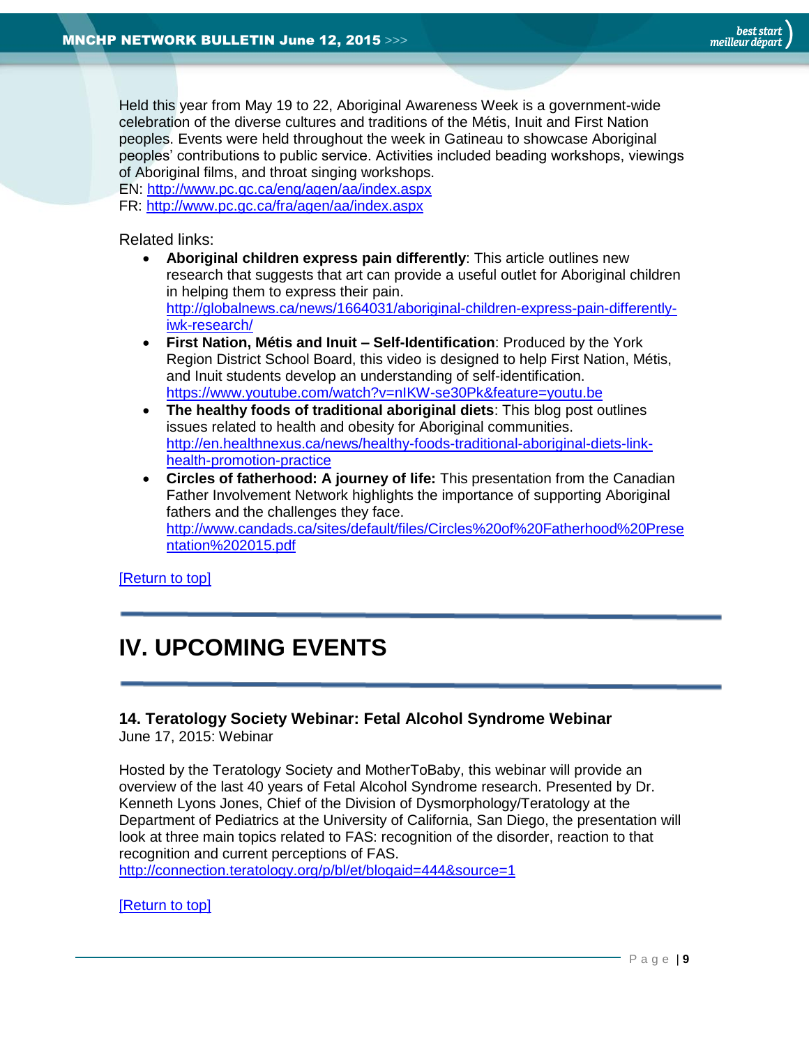Held this year from May 19 to 22, Aboriginal Awareness Week is a government-wide celebration of the diverse cultures and traditions of the Métis, Inuit and First Nation peoples. Events were held throughout the week in Gatineau to showcase Aboriginal peoples' contributions to public service. Activities included beading workshops, viewings of Aboriginal films, and throat singing workshops.
EN: http://www.pc.gc.ca/eng/agen/aa/index.aspx
FR: http://www.pc.gc.ca/fra/agen/aa/index.aspx

Related links:

- **Aboriginal children express pain differently**: This article outlines new research that suggests that art can provide a useful outlet for Aboriginal children in helping them to express their pain. http://globalnews.ca/news/1664031/aboriginal-children-express-pain-differently-iwk-research/
- **First Nation, Métis and Inuit – Self-Identification**: Produced by the York Region District School Board, this video is designed to help First Nation, Métis, and Inuit students develop an understanding of self-identification. https://www.youtube.com/watch?v=nIKW-se30Pk&feature=youtu.be
- **The healthy foods of traditional aboriginal diets**: This blog post outlines issues related to health and obesity for Aboriginal communities. http://en.healthnexus.ca/news/healthy-foods-traditional-aboriginal-diets-link-health-promotion-practice
- **Circles of fatherhood: A journey of life:** This presentation from the Canadian Father Involvement Network highlights the importance of supporting Aboriginal fathers and the challenges they face. http://www.candads.ca/sites/default/files/Circles%20of%20Fatherhood%20Presentation%202015.pdf

[Return to top]

# IV. UPCOMING EVENTS

### 14. Teratology Society Webinar: Fetal Alcohol Syndrome Webinar

June 17, 2015: Webinar

Hosted by the Teratology Society and MotherToBaby, this webinar will provide an overview of the last 40 years of Fetal Alcohol Syndrome research. Presented by Dr. Kenneth Lyons Jones, Chief of the Division of Dysmorphology/Teratology at the Department of Pediatrics at the University of California, San Diego, the presentation will look at three main topics related to FAS: recognition of the disorder, reaction to that recognition and current perceptions of FAS.
http://connection.teratology.org/p/bl/et/blogaid=444&source=1

[Return to top]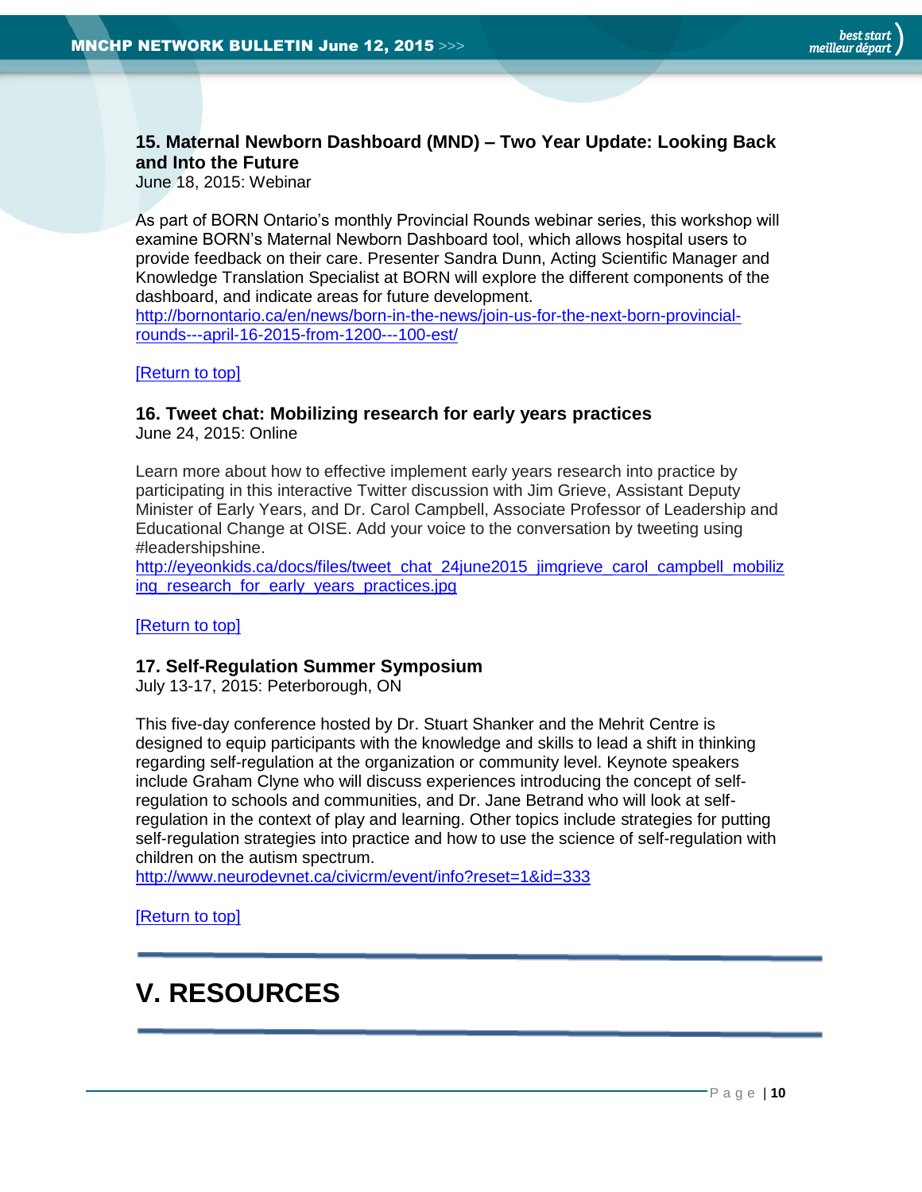### 15. Maternal Newborn Dashboard (MND) – Two Year Update: Looking Back and Into the Future

June 18, 2015: Webinar

As part of BORN Ontario's monthly Provincial Rounds webinar series, this workshop will examine BORN's Maternal Newborn Dashboard tool, which allows hospital users to provide feedback on their care. Presenter Sandra Dunn, Acting Scientific Manager and Knowledge Translation Specialist at BORN will explore the different components of the dashboard, and indicate areas for future development.
http://bornontario.ca/en/news/born-in-the-news/join-us-for-the-next-born-provincial-rounds---april-16-2015-from-1200---100-est/

[Return to top]

### 16. Tweet chat: Mobilizing research for early years practices

June 24, 2015: Online

Learn more about how to effective implement early years research into practice by participating in this interactive Twitter discussion with Jim Grieve, Assistant Deputy Minister of Early Years, and Dr. Carol Campbell, Associate Professor of Leadership and Educational Change at OISE. Add your voice to the conversation by tweeting using #leadershipshine.
http://eyeonkids.ca/docs/files/tweet_chat_24june2015_jimgrieve_carol_campbell_mobilizing_research_for_early_years_practices.jpg

[Return to top]

### 17. Self-Regulation Summer Symposium

July 13-17, 2015: Peterborough, ON

This five-day conference hosted by Dr. Stuart Shanker and the Mehrit Centre is designed to equip participants with the knowledge and skills to lead a shift in thinking regarding self-regulation at the organization or community level. Keynote speakers include Graham Clyne who will discuss experiences introducing the concept of self-regulation to schools and communities, and Dr. Jane Betrand who will look at self-regulation in the context of play and learning. Other topics include strategies for putting self-regulation strategies into practice and how to use the science of self-regulation with children on the autism spectrum.
http://www.neurodevnet.ca/civicrm/event/info?reset=1&id=333

[Return to top]

# V. RESOURCES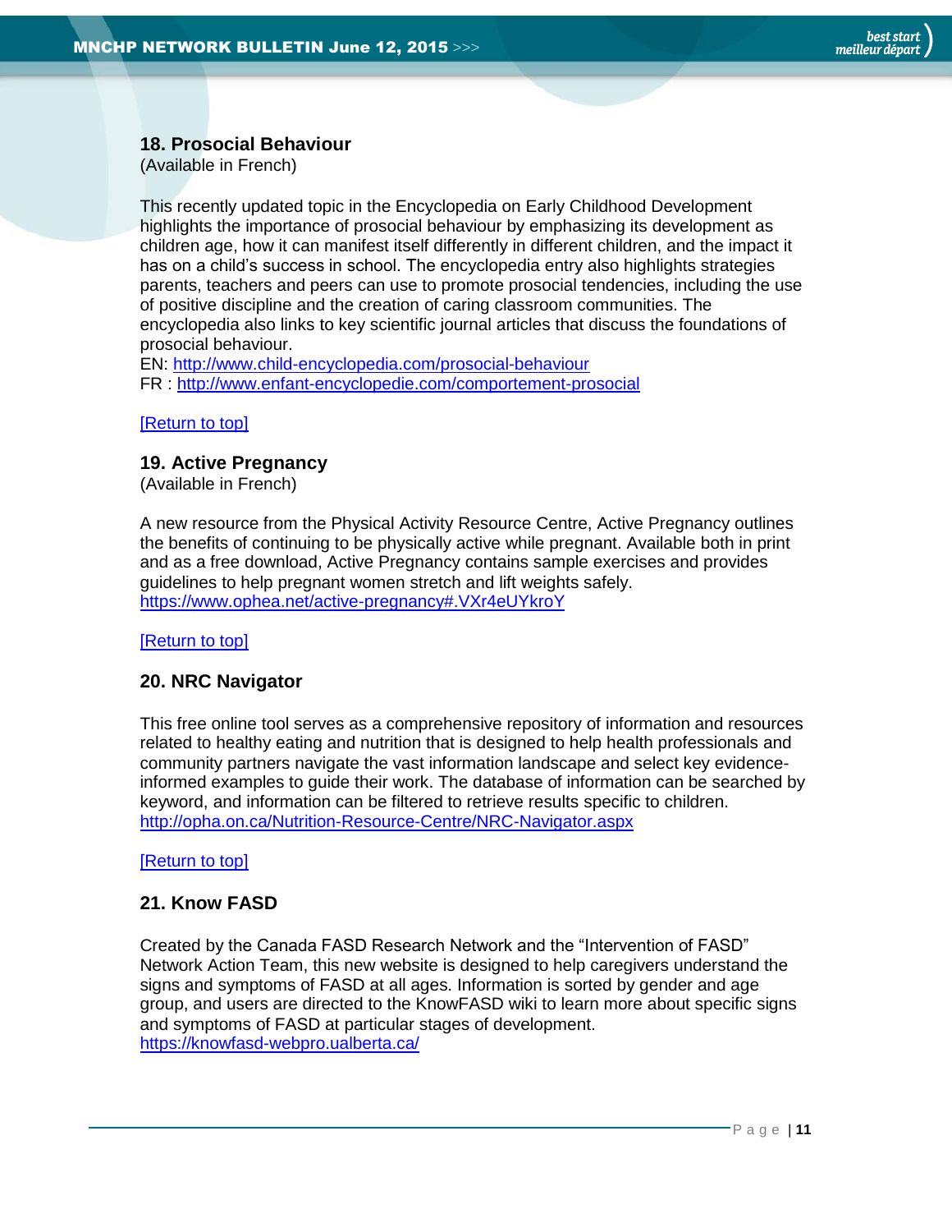### 18. Prosocial Behaviour

(Available in French)

This recently updated topic in the Encyclopedia on Early Childhood Development highlights the importance of prosocial behaviour by emphasizing its development as children age, how it can manifest itself differently in different children, and the impact it has on a child's success in school. The encyclopedia entry also highlights strategies parents, teachers and peers can use to promote prosocial tendencies, including the use of positive discipline and the creation of caring classroom communities. The encyclopedia also links to key scientific journal articles that discuss the foundations of prosocial behaviour.
EN: http://www.child-encyclopedia.com/prosocial-behaviour
FR : http://www.enfant-encyclopedie.com/comportement-prosocial

[Return to top]

### 19. Active Pregnancy

(Available in French)

A new resource from the Physical Activity Resource Centre, Active Pregnancy outlines the benefits of continuing to be physically active while pregnant. Available both in print and as a free download, Active Pregnancy contains sample exercises and provides guidelines to help pregnant women stretch and lift weights safely.
https://www.ophea.net/active-pregnancy#.VXr4eUYkroY

[Return to top]

### 20. NRC Navigator

This free online tool serves as a comprehensive repository of information and resources related to healthy eating and nutrition that is designed to help health professionals and community partners navigate the vast information landscape and select key evidence-informed examples to guide their work. The database of information can be searched by keyword, and information can be filtered to retrieve results specific to children.
http://opha.on.ca/Nutrition-Resource-Centre/NRC-Navigator.aspx

[Return to top]

### 21. Know FASD

Created by the Canada FASD Research Network and the "Intervention of FASD" Network Action Team, this new website is designed to help caregivers understand the signs and symptoms of FASD at all ages. Information is sorted by gender and age group, and users are directed to the KnowFASD wiki to learn more about specific signs and symptoms of FASD at particular stages of development.
https://knowfasd-webpro.ualberta.ca/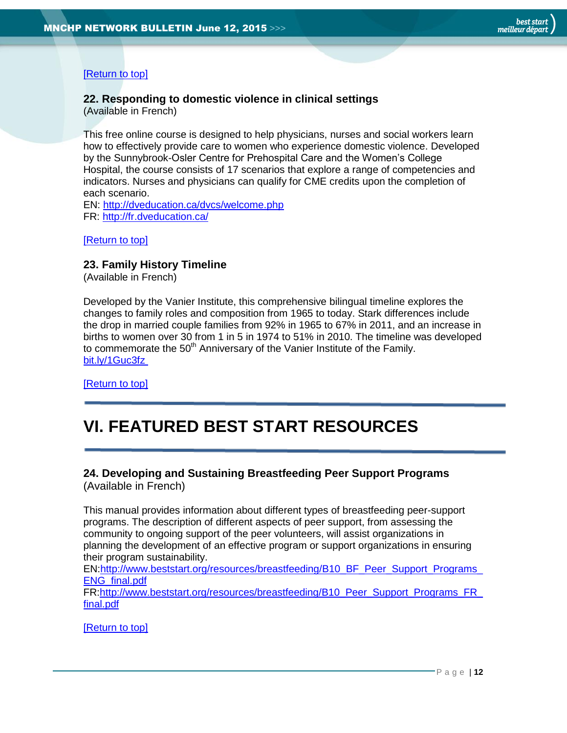[Return to top]

### 22. Responding to domestic violence in clinical settings

(Available in French)

This free online course is designed to help physicians, nurses and social workers learn how to effectively provide care to women who experience domestic violence. Developed by the Sunnybrook-Osler Centre for Prehospital Care and the Women's College Hospital, the course consists of 17 scenarios that explore a range of competencies and indicators. Nurses and physicians can qualify for CME credits upon the completion of each scenario.
EN: http://dveducation.ca/dvcs/welcome.php
FR: http://fr.dveducation.ca/

[Return to top]

### 23. Family History Timeline

(Available in French)

Developed by the Vanier Institute, this comprehensive bilingual timeline explores the changes to family roles and composition from 1965 to today. Stark differences include the drop in married couple families from 92% in 1965 to 67% in 2011, and an increase in births to women over 30 from 1 in 5 in 1974 to 51% in 2010. The timeline was developed to commemorate the 50th Anniversary of the Vanier Institute of the Family.
bit.ly/1Guc3fz

[Return to top]

---

# VI. FEATURED BEST START RESOURCES

---

### 24. Developing and Sustaining Breastfeeding Peer Support Programs

(Available in French)

This manual provides information about different types of breastfeeding peer-support programs. The description of different aspects of peer support, from assessing the community to ongoing support of the peer volunteers, will assist organizations in planning the development of an effective program or support organizations in ensuring their program sustainability.
EN:http://www.beststart.org/resources/breastfeeding/B10_BF_Peer_Support_Programs_ENG_final.pdf
FR:http://www.beststart.org/resources/breastfeeding/B10_Peer_Support_Programs_FR_final.pdf

[Return to top]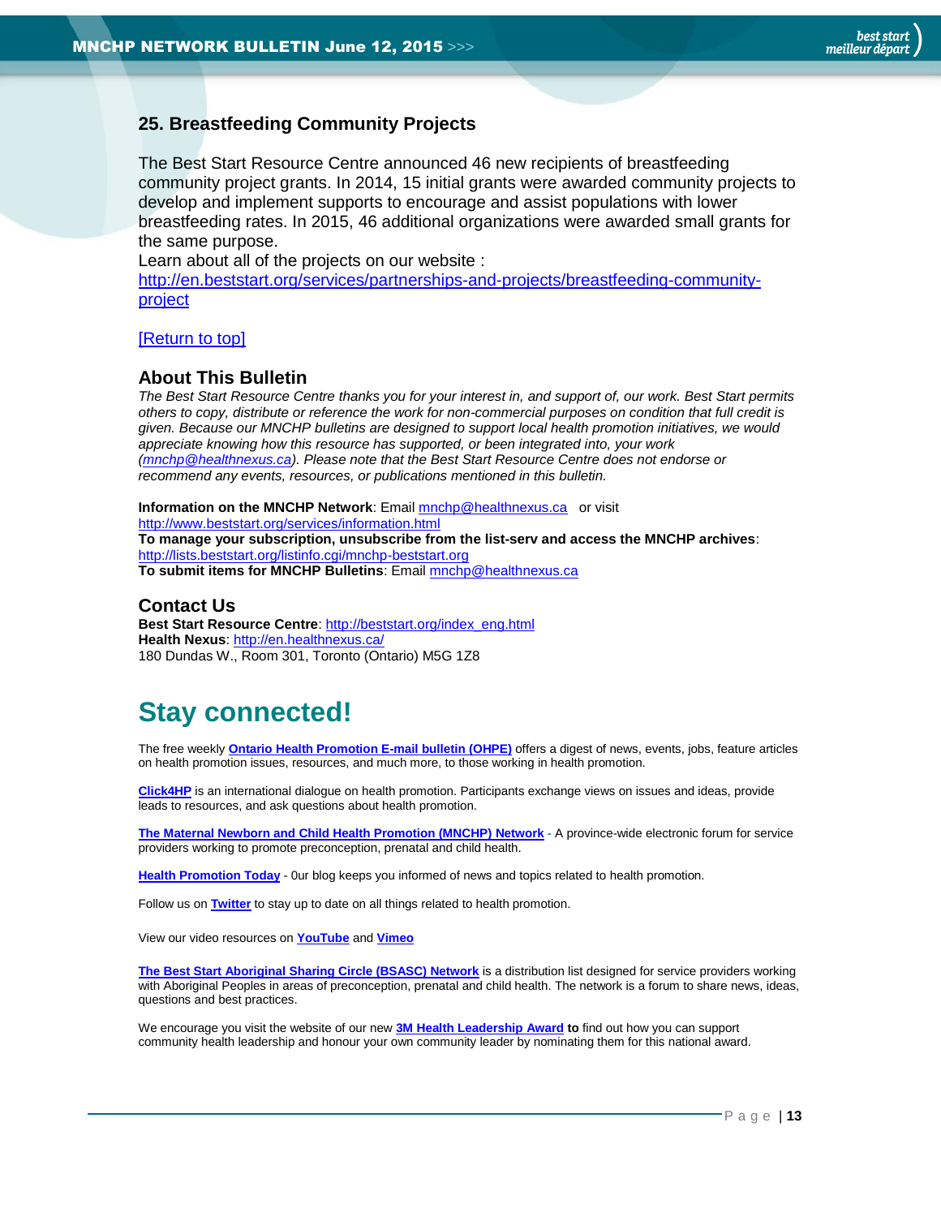## 25. Breastfeeding Community Projects

The Best Start Resource Centre announced 46 new recipients of breastfeeding community project grants. In 2014, 15 initial grants were awarded community projects to develop and implement supports to encourage and assist populations with lower breastfeeding rates. In 2015, 46 additional organizations were awarded small grants for the same purpose.
Learn about all of the projects on our website : http://en.beststart.org/services/partnerships-and-projects/breastfeeding-community-project

[Return to top]

## About This Bulletin

*The Best Start Resource Centre thanks you for your interest in, and support of, our work. Best Start permits others to copy, distribute or reference the work for non-commercial purposes on condition that full credit is given. Because our MNCHP bulletins are designed to support local health promotion initiatives, we would appreciate knowing how this resource has supported, or been integrated into, your work (mnchp@healthnexus.ca). Please note that the Best Start Resource Centre does not endorse or recommend any events, resources, or publications mentioned in this bulletin.*

**Information on the MNCHP Network**: Email mnchp@healthnexus.ca or visit http://www.beststart.org/services/information.html
**To manage your subscription, unsubscribe from the list-serv and access the MNCHP archives**: http://lists.beststart.org/listinfo.cgi/mnchp-beststart.org
**To submit items for MNCHP Bulletins**: Email mnchp@healthnexus.ca

## Contact Us

**Best Start Resource Centre**: http://beststart.org/index_eng.html
**Health Nexus**: http://en.healthnexus.ca/
180 Dundas W., Room 301, Toronto (Ontario) M5G 1Z8

# Stay connected!

The free weekly **Ontario Health Promotion E-mail bulletin (OHPE)** offers a digest of news, events, jobs, feature articles on health promotion issues, resources, and much more, to those working in health promotion.

**Click4HP** is an international dialogue on health promotion. Participants exchange views on issues and ideas, provide leads to resources, and ask questions about health promotion.

**The Maternal Newborn and Child Health Promotion (MNCHP) Network** - A province-wide electronic forum for service providers working to promote preconception, prenatal and child health.

**Health Promotion Today** - 0ur blog keeps you informed of news and topics related to health promotion.

Follow us on **Twitter** to stay up to date on all things related to health promotion.

View our video resources on **YouTube** and **Vimeo**

**The Best Start Aboriginal Sharing Circle (BSASC) Network** is a distribution list designed for service providers working with Aboriginal Peoples in areas of preconception, prenatal and child health. The network is a forum to share news, ideas, questions and best practices.

We encourage you visit the website of our new **3M Health Leadership Award** **to** find out how you can support community health leadership and honour your own community leader by nominating them for this national award.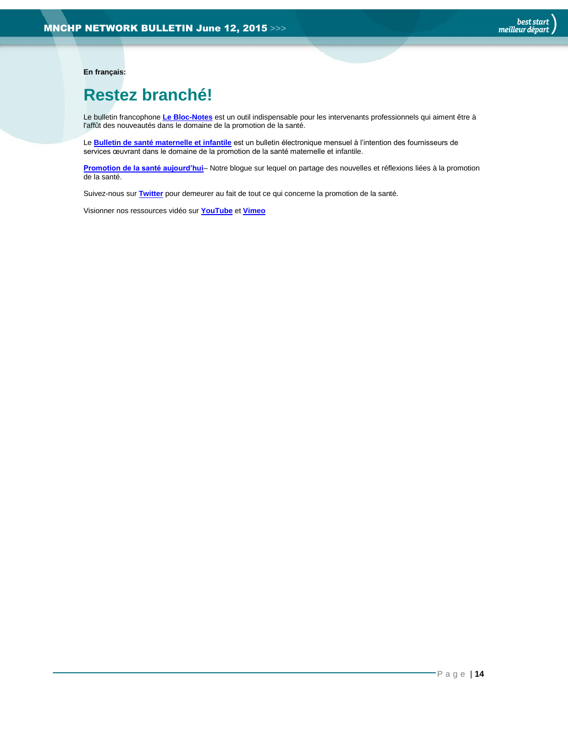**En français:**

# Restez branché!

Le bulletin francophone **Le Bloc-Notes** est un outil indispensable pour les intervenants professionnels qui aiment être à l'affût des nouveautés dans le domaine de la promotion de la santé.

Le **Bulletin de santé maternelle et infantile** est un bulletin électronique mensuel à l'intention des fournisseurs de services œuvrant dans le domaine de la promotion de la santé maternelle et infantile.

**Promotion de la santé aujourd'hui**– Notre blogue sur lequel on partage des nouvelles et réflexions liées à la promotion de la santé.

Suivez-nous sur **Twitter** pour demeurer au fait de tout ce qui concerne la promotion de la santé.

Visionner nos ressources vidéo sur **YouTube** et **Vimeo**